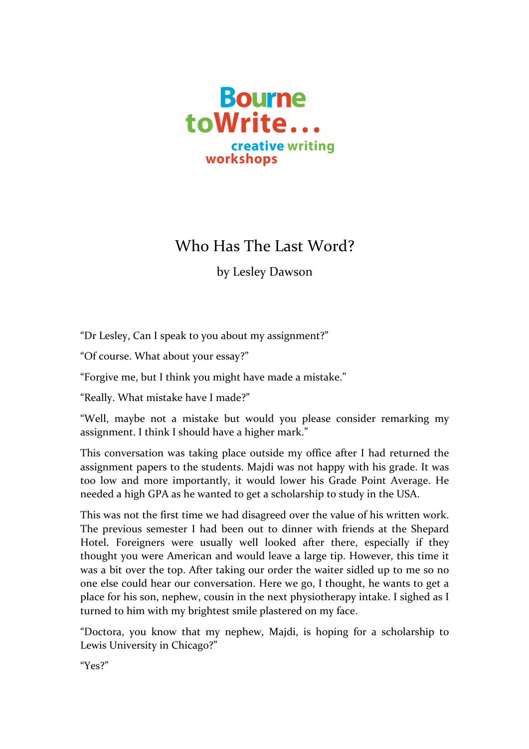Bourne toWrite... creative writing workshops

# Who Has The Last Word?

by Lesley Dawson

"Dr Lesley, Can I speak to you about my assignment?"

"Of course. What about your essay?"

"Forgive me, but I think you might have made a mistake."

"Really. What mistake have I made?"

"Well, maybe not a mistake but would you please consider remarking my assignment. I think I should have a higher mark."

This conversation was taking place outside my office after I had returned the assignment papers to the students. Majdi was not happy with his grade. It was too low and more importantly, it would lower his Grade Point Average. He needed a high GPA as he wanted to get a scholarship to study in the USA.

This was not the first time we had disagreed over the value of his written work. The previous semester I had been out to dinner with friends at the Shepard Hotel. Foreigners were usually well looked after there, especially if they thought you were American and would leave a large tip. However, this time it was a bit over the top. After taking our order the waiter sidled up to me so no one else could hear our conversation. Here we go, I thought, he wants to get a place for his son, nephew, cousin in the next physiotherapy intake. I sighed as I turned to him with my brightest smile plastered on my face.

"Doctora, you know that my nephew, Majdi, is hoping for a scholarship to Lewis University in Chicago?"

"Yes?"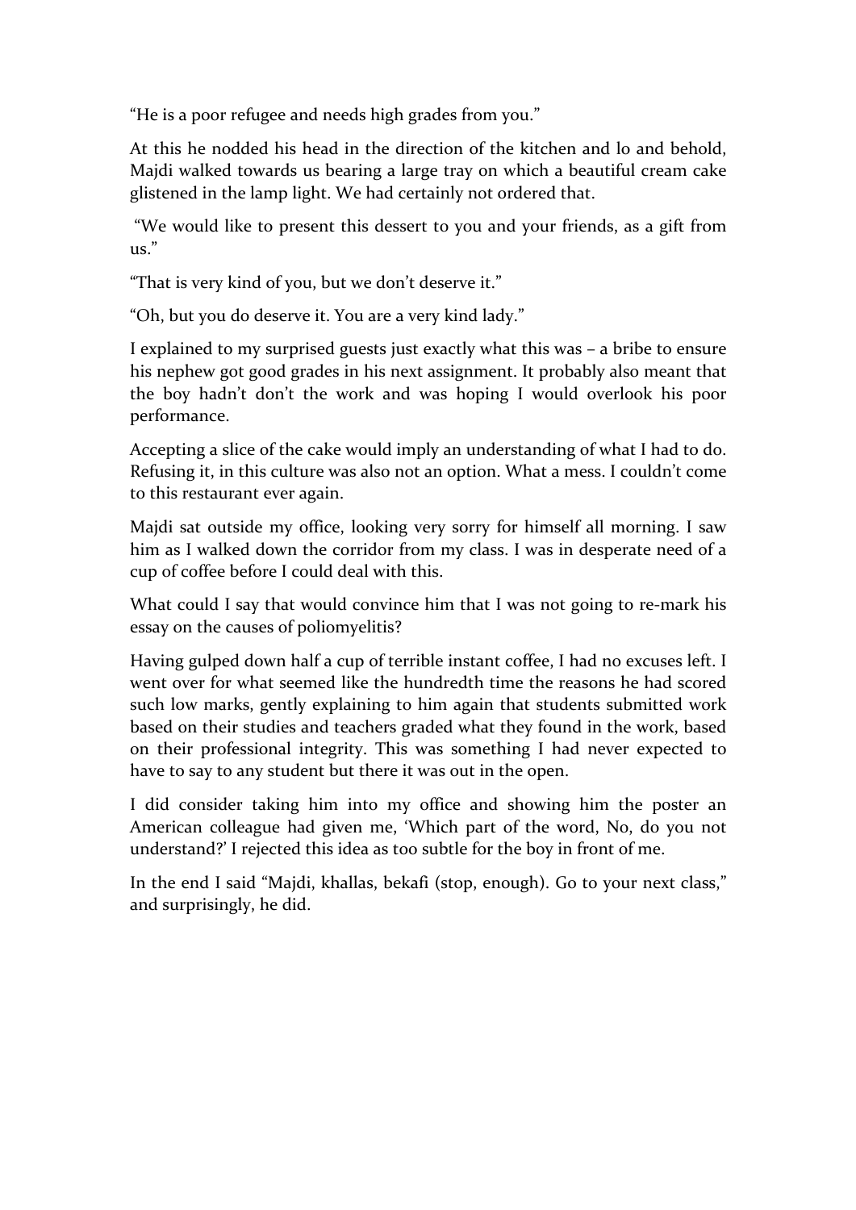"He is a poor refugee and needs high grades from you."

At this he nodded his head in the direction of the kitchen and lo and behold, Majdi walked towards us bearing a large tray on which a beautiful cream cake glistened in the lamp light. We had certainly not ordered that.

"We would like to present this dessert to you and your friends, as a gift from us."

"That is very kind of you, but we don't deserve it."

"Oh, but you do deserve it. You are a very kind lady."

I explained to my surprised guests just exactly what this was – a bribe to ensure his nephew got good grades in his next assignment. It probably also meant that the boy hadn't don't the work and was hoping I would overlook his poor performance.

Accepting a slice of the cake would imply an understanding of what I had to do. Refusing it, in this culture was also not an option. What a mess. I couldn't come to this restaurant ever again.

Majdi sat outside my office, looking very sorry for himself all morning. I saw him as I walked down the corridor from my class. I was in desperate need of a cup of coffee before I could deal with this.

What could I say that would convince him that I was not going to re-mark his essay on the causes of poliomyelitis?

Having gulped down half a cup of terrible instant coffee, I had no excuses left. I went over for what seemed like the hundredth time the reasons he had scored such low marks, gently explaining to him again that students submitted work based on their studies and teachers graded what they found in the work, based on their professional integrity. This was something I had never expected to have to say to any student but there it was out in the open.

I did consider taking him into my office and showing him the poster an American colleague had given me, 'Which part of the word, No, do you not understand?' I rejected this idea as too subtle for the boy in front of me.

In the end I said "Majdi, khallas, bekafi (stop, enough). Go to your next class," and surprisingly, he did.